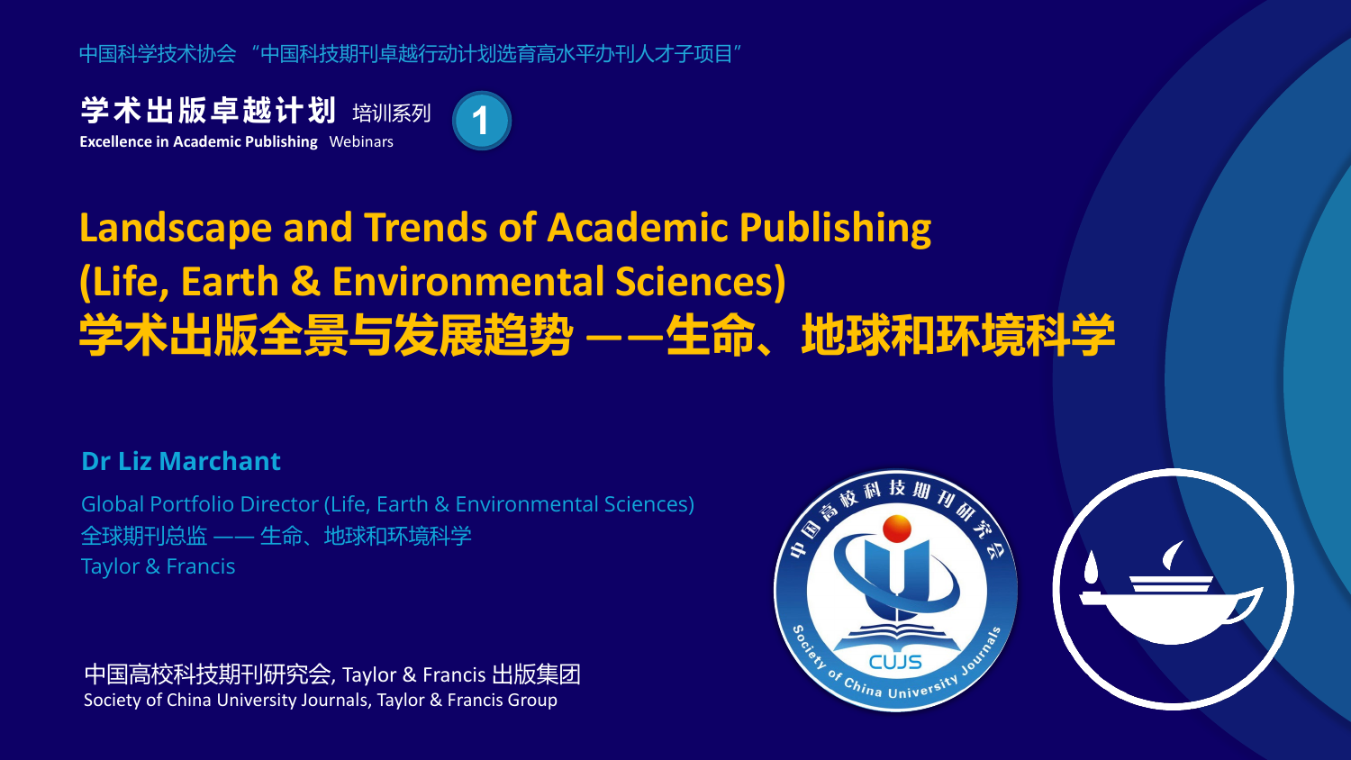中国科学技术协会 “中国科技期刊卓越行动计划选育高水平办刊人才子项目”

**学术出版卓越计划** 培训系列 1

**Excellence in Academic Publishing** Webinars

# Landscape and Trends of Academic Publishing (Life, Earth & Environmental Sciences)

# 学术出版全景与发展趋势 ——生命、地球和环境科学

**Dr Liz Marchant**

Global Portfolio Director (Life, Earth & Environmental Sciences)

全球期刊总监 —— 生命、地球和环境科学

Taylor & Francis

中国高校科技期刊研究会, Taylor & Francis 出版集团

Society of China University Journals, Taylor & Francis Group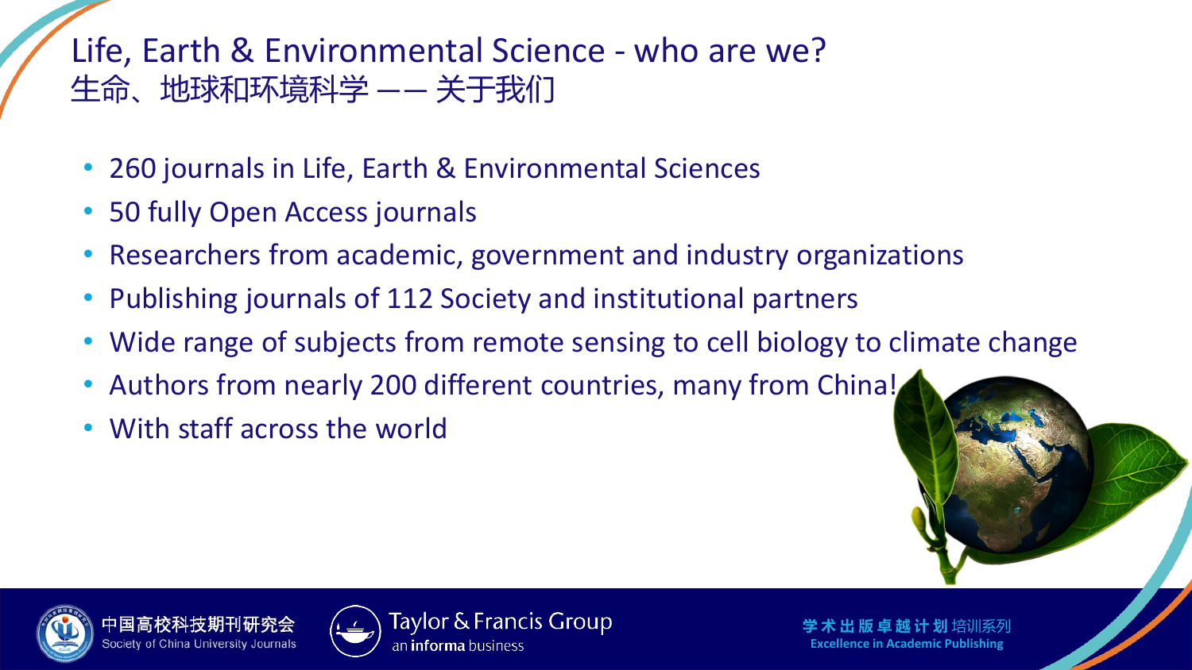# Life, Earth & Environmental Science - who are we?
# 生命、地球和环境科学 —— 关于我们

- 260 journals in Life, Earth & Environmental Sciences
- 50 fully Open Access journals
- Researchers from academic, government and industry organizations
- Publishing journals of 112 Society and institutional partners
- Wide range of subjects from remote sensing to cell biology to climate change
- Authors from nearly 200 different countries, many from China!
- With staff across the world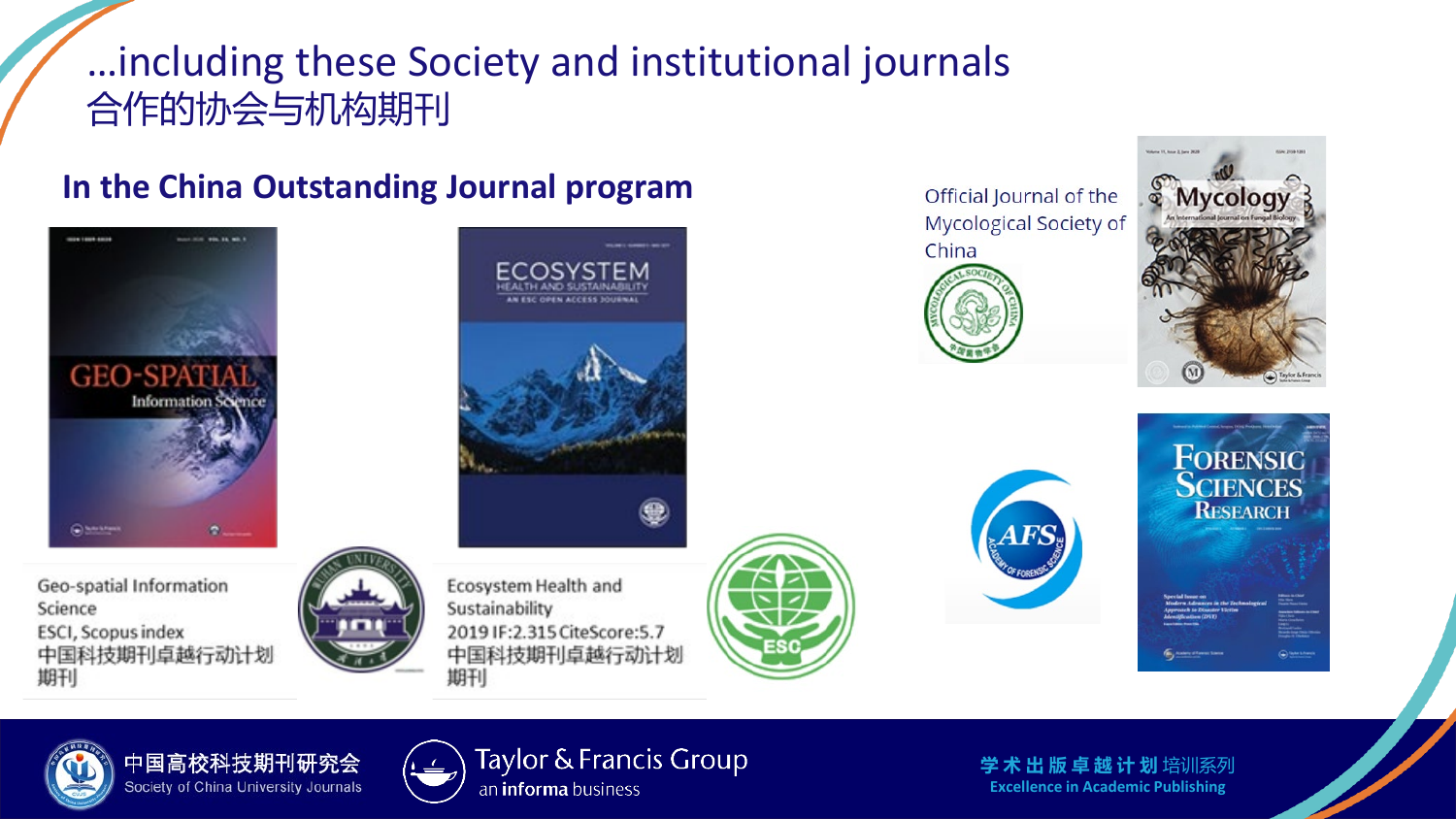# …including these Society and institutional journals
# 合作的协会与机构期刊

## In the China Outstanding Journal program

Geo-spatial Information Science
ESCI, Scopus index
中国科技期刊卓越行动计划期刊

Ecosystem Health and Sustainability
2019 IF:2.315 CiteScore:5.7
中国科技期刊卓越行动计划期刊

Official Journal of the Mycological Society of China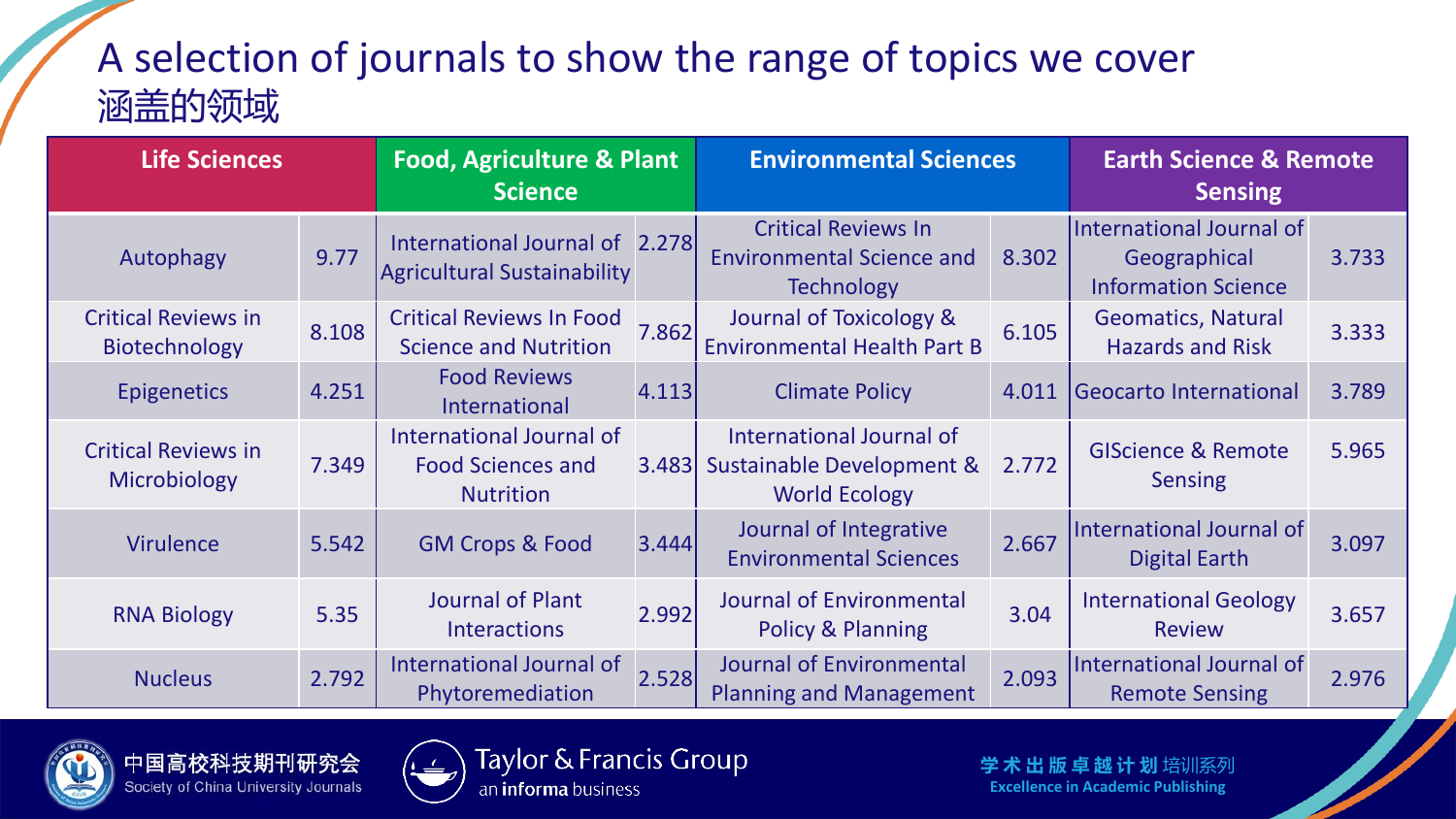# A selection of journals to show the range of topics we cover
# 涵盖的领域

| Life Sciences | | Food, Agriculture & Plant Science | | Environmental Sciences | | Earth Science & Remote Sensing | |
|---|---|---|---|---|---|---|---|
| Autophagy | 9.77 | International Journal of Agricultural Sustainability | 2.278 | Critical Reviews In Environmental Science and Technology | 8.302 | International Journal of Geographical Information Science | 3.733 |
| Critical Reviews in Biotechnology | 8.108 | Critical Reviews In Food Science and Nutrition | 7.862 | Journal of Toxicology & Environmental Health Part B | 6.105 | Geomatics, Natural Hazards and Risk | 3.333 |
| Epigenetics | 4.251 | Food Reviews International | 4.113 | Climate Policy | 4.011 | Geocarto International | 3.789 |
| Critical Reviews in Microbiology | 7.349 | International Journal of Food Sciences and Nutrition | 3.483 | International Journal of Sustainable Development & World Ecology | 2.772 | GIScience & Remote Sensing | 5.965 |
| Virulence | 5.542 | GM Crops & Food | 3.444 | Journal of Integrative Environmental Sciences | 2.667 | International Journal of Digital Earth | 3.097 |
| RNA Biology | 5.35 | Journal of Plant Interactions | 2.992 | Journal of Environmental Policy & Planning | 3.04 | International Geology Review | 3.657 |
| Nucleus | 2.792 | International Journal of Phytoremediation | 2.528 | Journal of Environmental Planning and Management | 2.093 | International Journal of Remote Sensing | 2.976 |

中国高校科技期刊研究会 Society of China University Journals

Taylor & Francis Group an informa business

学术出版卓越计划培训系列 Excellence in Academic Publishing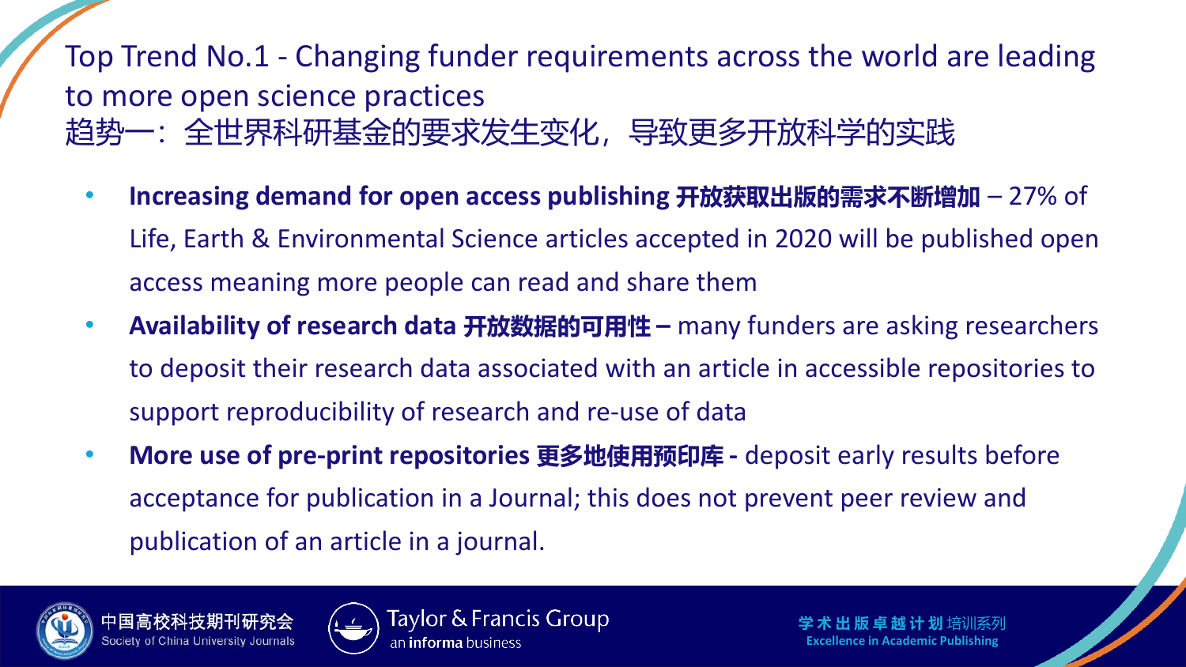# Top Trend No.1 - Changing funder requirements across the world are leading to more open science practices
# 趋势一：全世界科研基金的要求发生变化，导致更多开放科学的实践

- **Increasing demand for open access publishing 开放获取出版的需求不断增加** – 27% of Life, Earth & Environmental Science articles accepted in 2020 will be published open access meaning more people can read and share them
- **Availability of research data 开放数据的可用性 –** many funders are asking researchers to deposit their research data associated with an article in accessible repositories to support reproducibility of research and re-use of data
- **More use of pre-print repositories 更多地使用预印库 -** deposit early results before acceptance for publication in a Journal; this does not prevent peer review and publication of an article in a journal.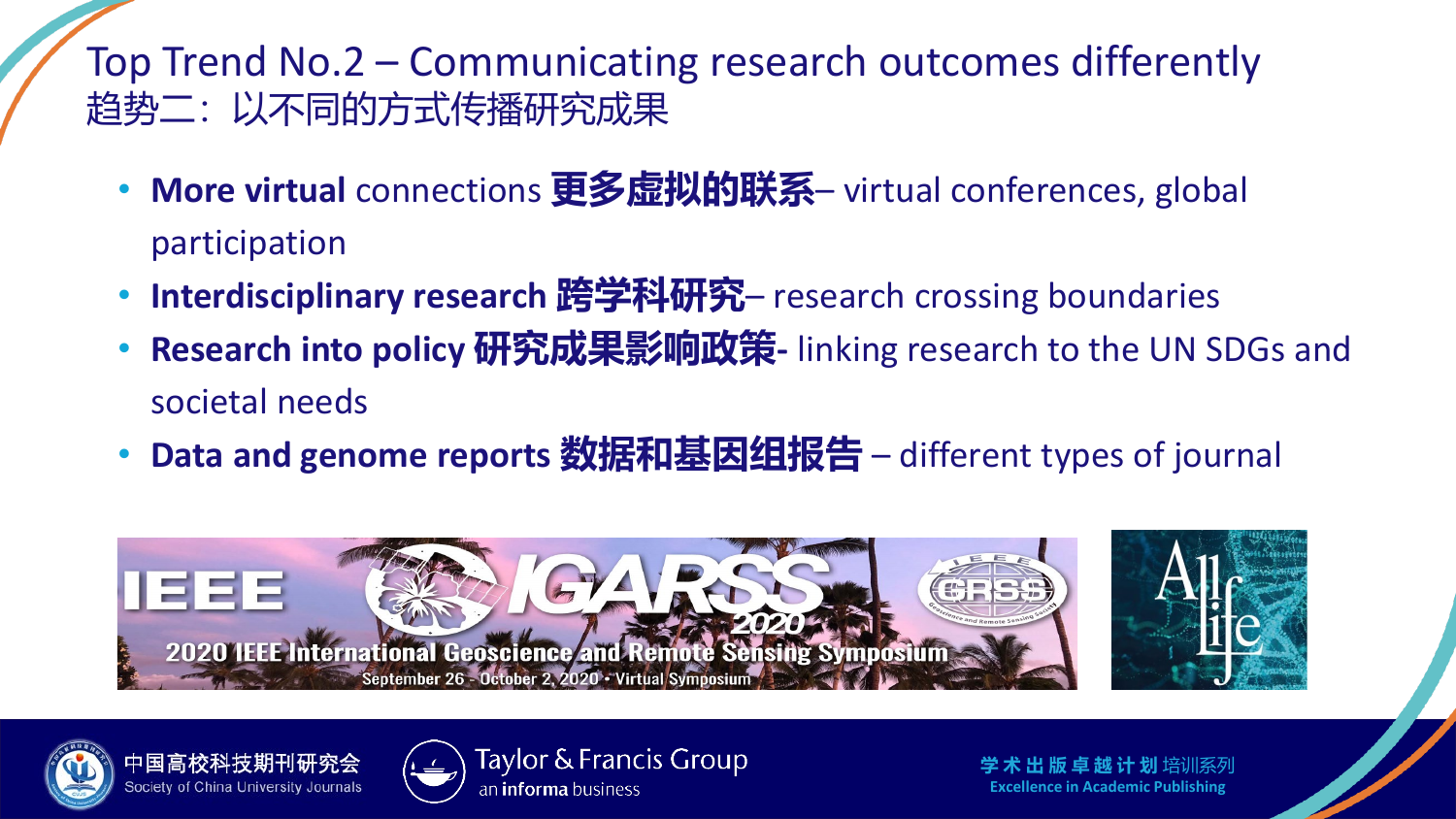# Top Trend No.2 – Communicating research outcomes differently
# 趋势二：以不同的方式传播研究成果

- **More virtual** connections **更多虚拟的联系**– virtual conferences, global participation
- **Interdisciplinary research 跨学科研究**– research crossing boundaries
- **Research into policy 研究成果影响政策-** linking research to the UN SDGs and societal needs
- **Data and genome reports 数据和基因组报告** – different types of journal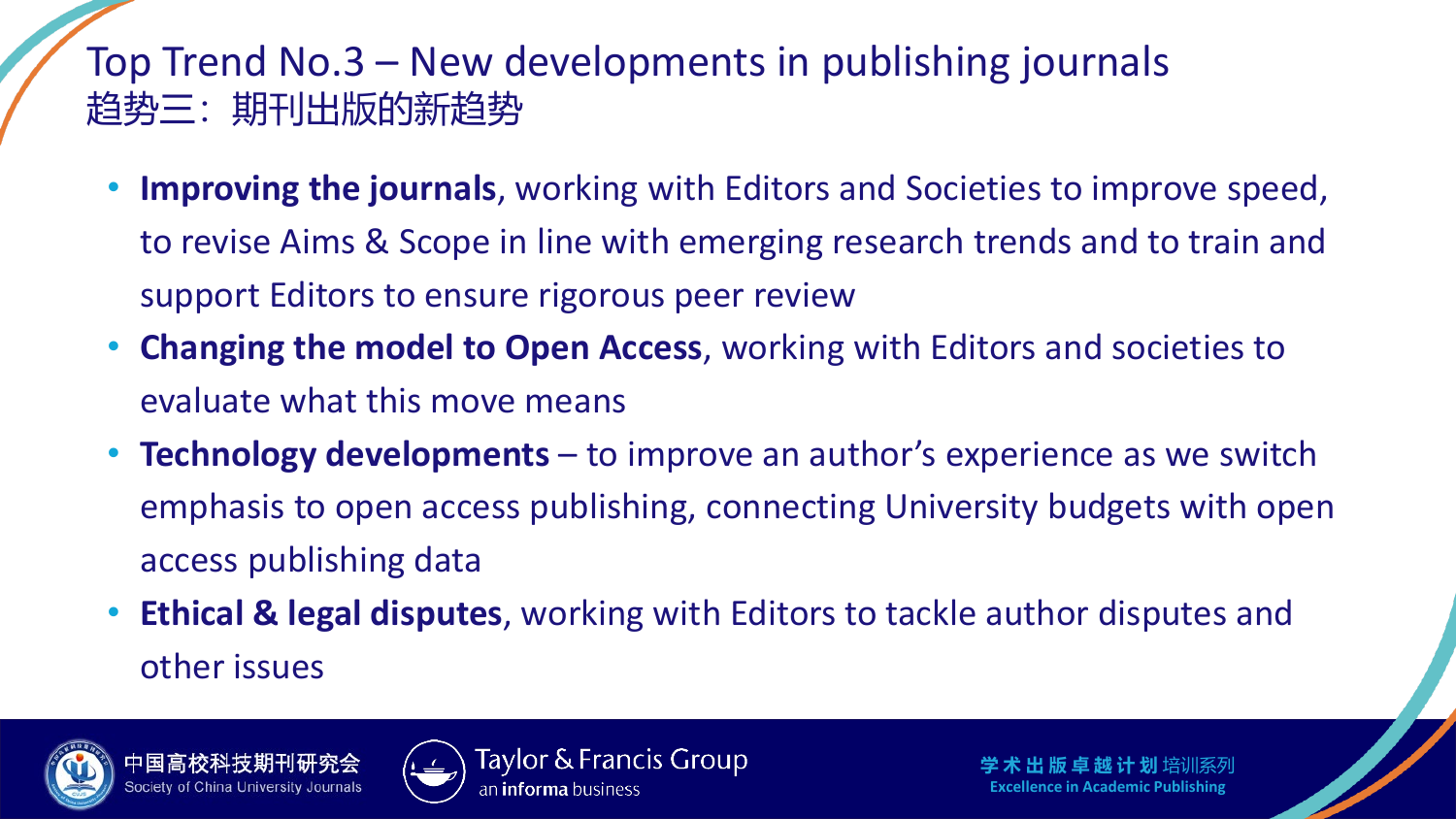# Top Trend No.3 – New developments in publishing journals
# 趋势三：期刊出版的新趋势

- **Improving the journals**, working with Editors and Societies to improve speed, to revise Aims & Scope in line with emerging research trends and to train and support Editors to ensure rigorous peer review
- **Changing the model to Open Access**, working with Editors and societies to evaluate what this move means
- **Technology developments** – to improve an author's experience as we switch emphasis to open access publishing, connecting University budgets with open access publishing data
- **Ethical & legal disputes**, working with Editors to tackle author disputes and other issues

中国高校科技期刊研究会 Society of China University Journals

Taylor & Francis Group an informa business

学术出版卓越计划培训系列 Excellence in Academic Publishing